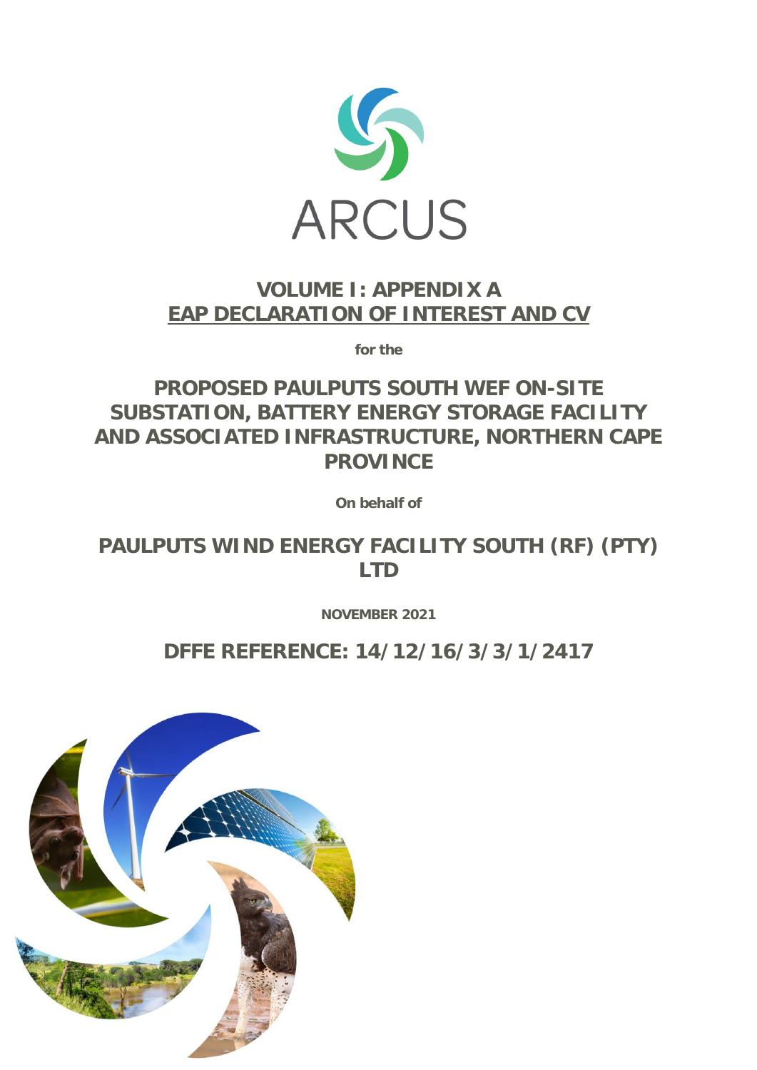ARCUS

# VOLUME I: APPENDIX A

## EAP DECLARATION OF INTEREST AND CV

**for the**

# PROPOSED PAULPUTS SOUTH WEF ON-SITE SUBSTATION, BATTERY ENERGY STORAGE FACILITY AND ASSOCIATED INFRASTRUCTURE, NORTHERN CAPE PROVINCE

**On behalf of**

# PAULPUTS WIND ENERGY FACILITY SOUTH (RF) (PTY) LTD

**NOVEMBER 2021**

## DFFE REFERENCE: 14/12/16/3/3/1/2417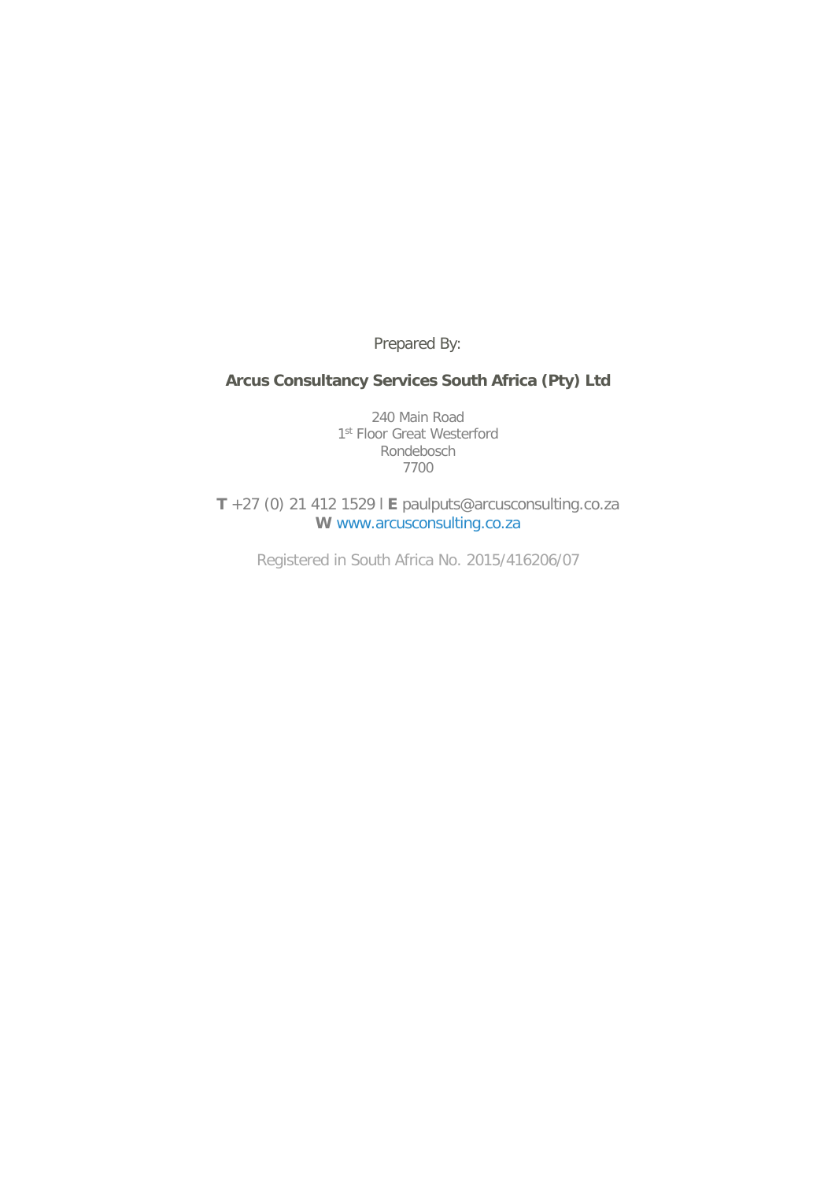Prepared By:

**Arcus Consultancy Services South Africa (Pty) Ltd**

240 Main Road
1st Floor Great Westerford
Rondebosch
7700

**T** +27 (0) 21 412 1529 l **E** paulputs@arcusconsulting.co.za
**W** www.arcusconsulting.co.za

Registered in South Africa No. 2015/416206/07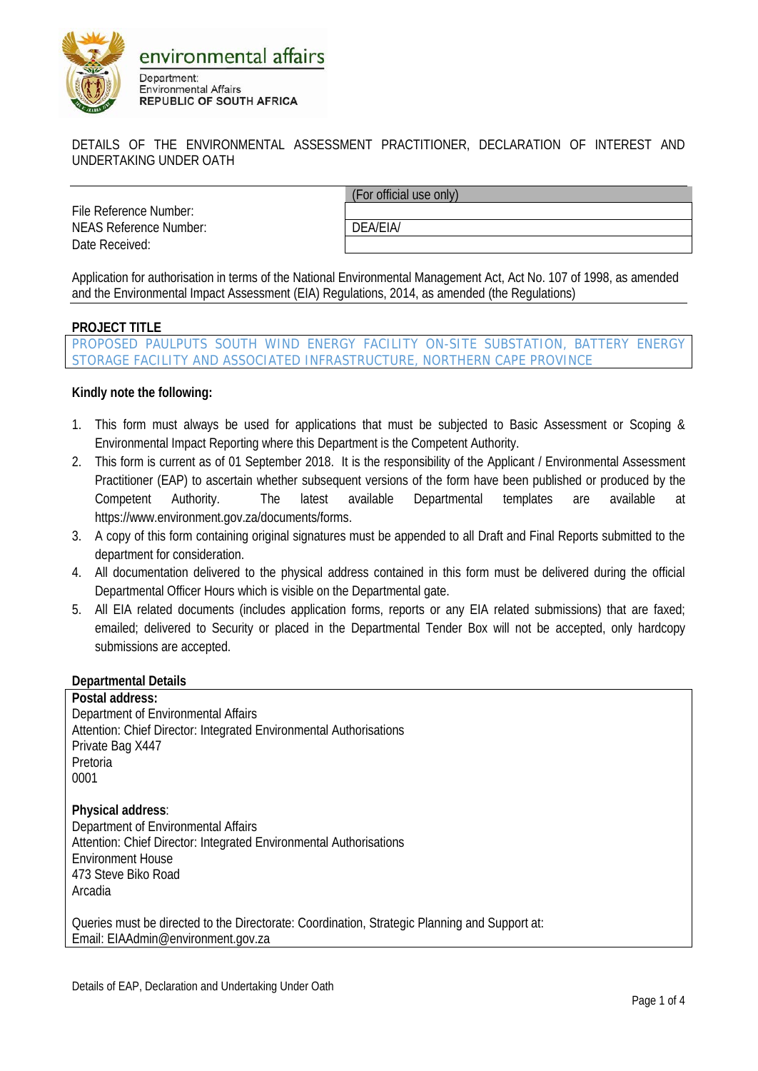environmental affairs

Department:
Environmental Affairs
**REPUBLIC OF SOUTH AFRICA**

DETAILS OF THE ENVIRONMENTAL ASSESSMENT PRACTITIONER, DECLARATION OF INTEREST AND UNDERTAKING UNDER OATH

| | (For official use only) |
|---|---|
| File Reference Number: | |
| NEAS Reference Number: | DEA/EIA/ |
| Date Received: | |

Application for authorisation in terms of the National Environmental Management Act, Act No. 107 of 1998, as amended and the Environmental Impact Assessment (EIA) Regulations, 2014, as amended (the Regulations)

**PROJECT TITLE**

PROPOSED PAULPUTS SOUTH WIND ENERGY FACILITY ON-SITE SUBSTATION, BATTERY ENERGY STORAGE FACILITY AND ASSOCIATED INFRASTRUCTURE, NORTHERN CAPE PROVINCE

**Kindly note the following:**

1. This form must always be used for applications that must be subjected to Basic Assessment or Scoping & Environmental Impact Reporting where this Department is the Competent Authority.
2. This form is current as of 01 September 2018. It is the responsibility of the Applicant / Environmental Assessment Practitioner (EAP) to ascertain whether subsequent versions of the form have been published or produced by the Competent Authority. The latest available Departmental templates are available at https://www.environment.gov.za/documents/forms.
3. A copy of this form containing original signatures must be appended to all Draft and Final Reports submitted to the department for consideration.
4. All documentation delivered to the physical address contained in this form must be delivered during the official Departmental Officer Hours which is visible on the Departmental gate.
5. All EIA related documents (includes application forms, reports or any EIA related submissions) that are faxed; emailed; delivered to Security or placed in the Departmental Tender Box will not be accepted, only hardcopy submissions are accepted.

**Departmental Details**

**Postal address:**
Department of Environmental Affairs
Attention: Chief Director: Integrated Environmental Authorisations
Private Bag X447
Pretoria
0001

**Physical address**:
Department of Environmental Affairs
Attention: Chief Director: Integrated Environmental Authorisations
Environment House
473 Steve Biko Road
Arcadia

Queries must be directed to the Directorate: Coordination, Strategic Planning and Support at:
Email: EIAAdmin@environment.gov.za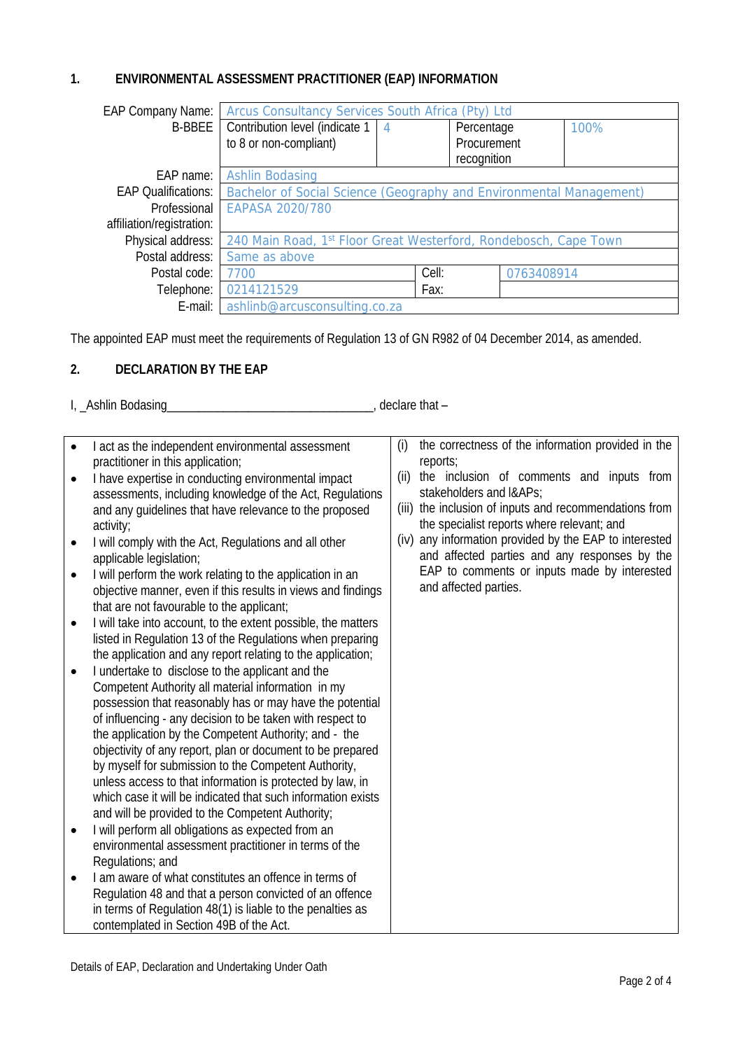## 1. ENVIRONMENTAL ASSESSMENT PRACTITIONER (EAP) INFORMATION

| | | | | |
|---|---|---|---|---|
| EAP Company Name: | Arcus Consultancy Services South Africa (Pty) Ltd | | | |
| B-BBEE | Contribution level (indicate 1 to 8 or non-compliant) | 4 | Percentage Procurement recognition | 100% |
| EAP name: | Ashlin Bodasing | | | |
| EAP Qualifications: | Bachelor of Social Science (Geography and Environmental Management) | | | |
| Professional affiliation/registration: | EAPASA 2020/780 | | | |
| Physical address: | 240 Main Road, 1st Floor Great Westerford, Rondebosch, Cape Town | | | |
| Postal address: | Same as above | | | |
| Postal code: | 7700 | | Cell: | 0763408914 |
| Telephone: | 0214121529 | | Fax: | |
| E-mail: | ashlinb@arcusconsulting.co.za | | | |

The appointed EAP must meet the requirements of Regulation 13 of GN R982 of 04 December 2014, as amended.

## 2. DECLARATION BY THE EAP

I, _Ashlin Bodasing________________________________, declare that –

- I act as the independent environmental assessment practitioner in this application;
- I have expertise in conducting environmental impact assessments, including knowledge of the Act, Regulations and any guidelines that have relevance to the proposed activity;
- I will comply with the Act, Regulations and all other applicable legislation;
- I will perform the work relating to the application in an objective manner, even if this results in views and findings that are not favourable to the applicant;
- I will take into account, to the extent possible, the matters listed in Regulation 13 of the Regulations when preparing the application and any report relating to the application;
- I undertake to disclose to the applicant and the Competent Authority all material information in my possession that reasonably has or may have the potential of influencing - any decision to be taken with respect to the application by the Competent Authority; and - the objectivity of any report, plan or document to be prepared by myself for submission to the Competent Authority, unless access to that information is protected by law, in which case it will be indicated that such information exists and will be provided to the Competent Authority;
- I will perform all obligations as expected from an environmental assessment practitioner in terms of the Regulations; and
- I am aware of what constitutes an offence in terms of Regulation 48 and that a person convicted of an offence in terms of Regulation 48(1) is liable to the penalties as contemplated in Section 49B of the Act.

(i) the correctness of the information provided in the reports;
(ii) the inclusion of comments and inputs from stakeholders and I&APs;
(iii) the inclusion of inputs and recommendations from the specialist reports where relevant; and
(iv) any information provided by the EAP to interested and affected parties and any responses by the EAP to comments or inputs made by interested and affected parties.

Details of EAP, Declaration and Undertaking Under Oath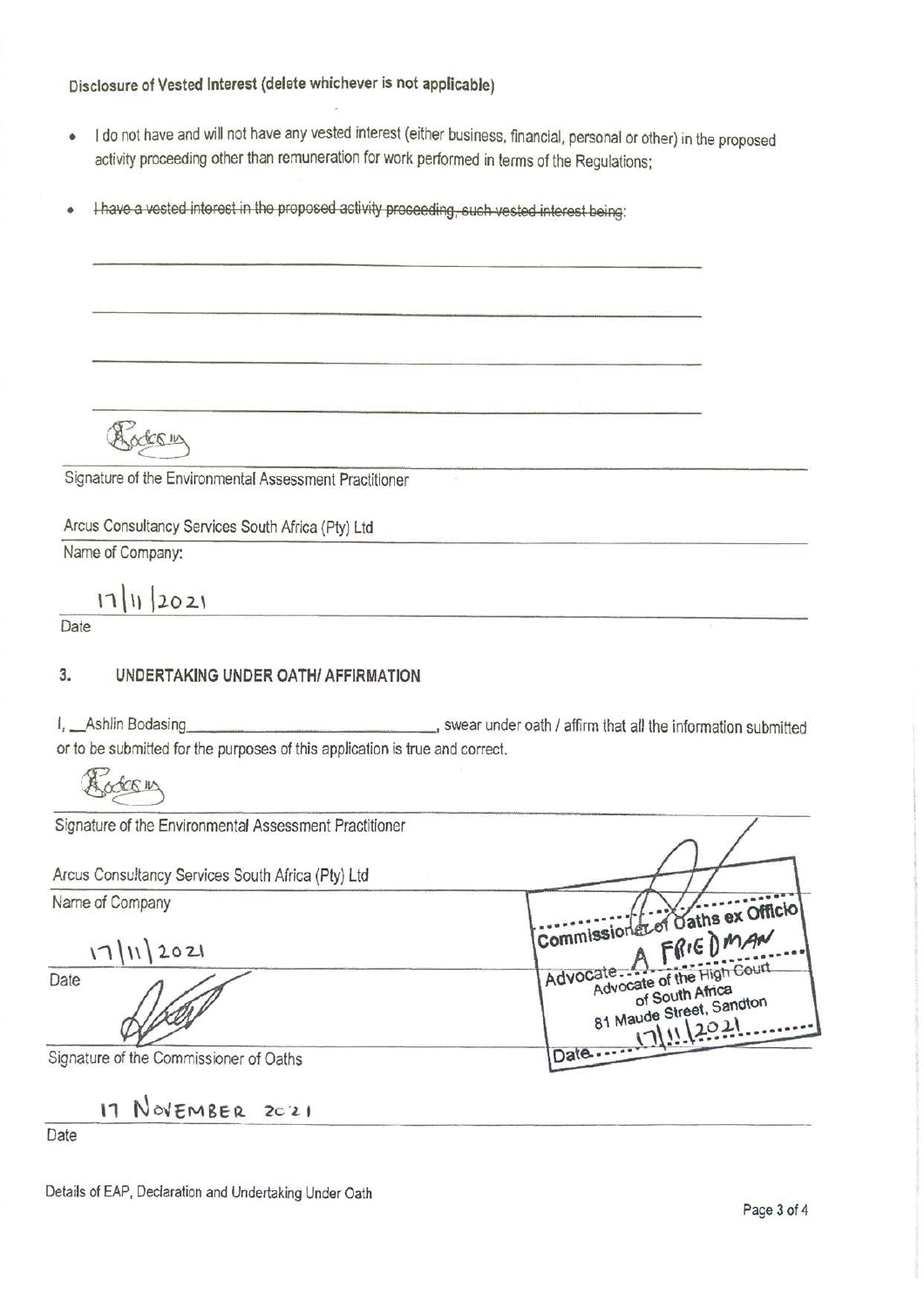**Disclosure of Vested Interest (delete whichever is not applicable)**

- I do not have and will not have any vested interest (either business, financial, personal or other) in the proposed activity proceeding other than remuneration for work performed in terms of the Regulations;
- ~~I have a vested interest in the proposed activity proceeding, such vested interest being:~~

\_\_\_\_\_\_\_\_\_\_\_\_\_\_\_\_\_\_\_\_\_\_\_\_\_\_\_\_\_\_\_\_\_\_\_\_\_\_\_\_\_\_\_\_

\_\_\_\_\_\_\_\_\_\_\_\_\_\_\_\_\_\_\_\_\_\_\_\_\_\_\_\_\_\_\_\_\_\_\_\_\_\_\_\_\_\_\_\_

\_\_\_\_\_\_\_\_\_\_\_\_\_\_\_\_\_\_\_\_\_\_\_\_\_\_\_\_\_\_\_\_\_\_\_\_\_\_\_\_\_\_\_\_

\_\_\_\_\_\_\_\_\_\_\_\_\_\_\_\_\_\_\_\_\_\_\_\_\_\_\_\_\_\_\_\_\_\_\_\_\_\_\_\_\_\_\_\_

Bodasing

Signature of the Environmental Assessment Practitioner

Arcus Consultancy Services South Africa (Pty) Ltd

Name of Company:

17/11/2021

Date

## 3. UNDERTAKING UNDER OATH/ AFFIRMATION

I, Ashlin Bodasing, swear under oath / affirm that all the information submitted or to be submitted for the purposes of this application is true and correct.

Bodasing

Signature of the Environmental Assessment Practitioner

Arcus Consultancy Services South Africa (Pty) Ltd

Name of Company

17/11/2021

Date

Signature of the Commissioner of Oaths

17 NOVEMBER 2021

Date

Commissioner of Oaths ex Officio
A FRIEDMAN
Advocate of the High Court of South Africa
81 Maude Street, Sandton
Date 17/11/2021

Details of EAP, Declaration and Undertaking Under Oath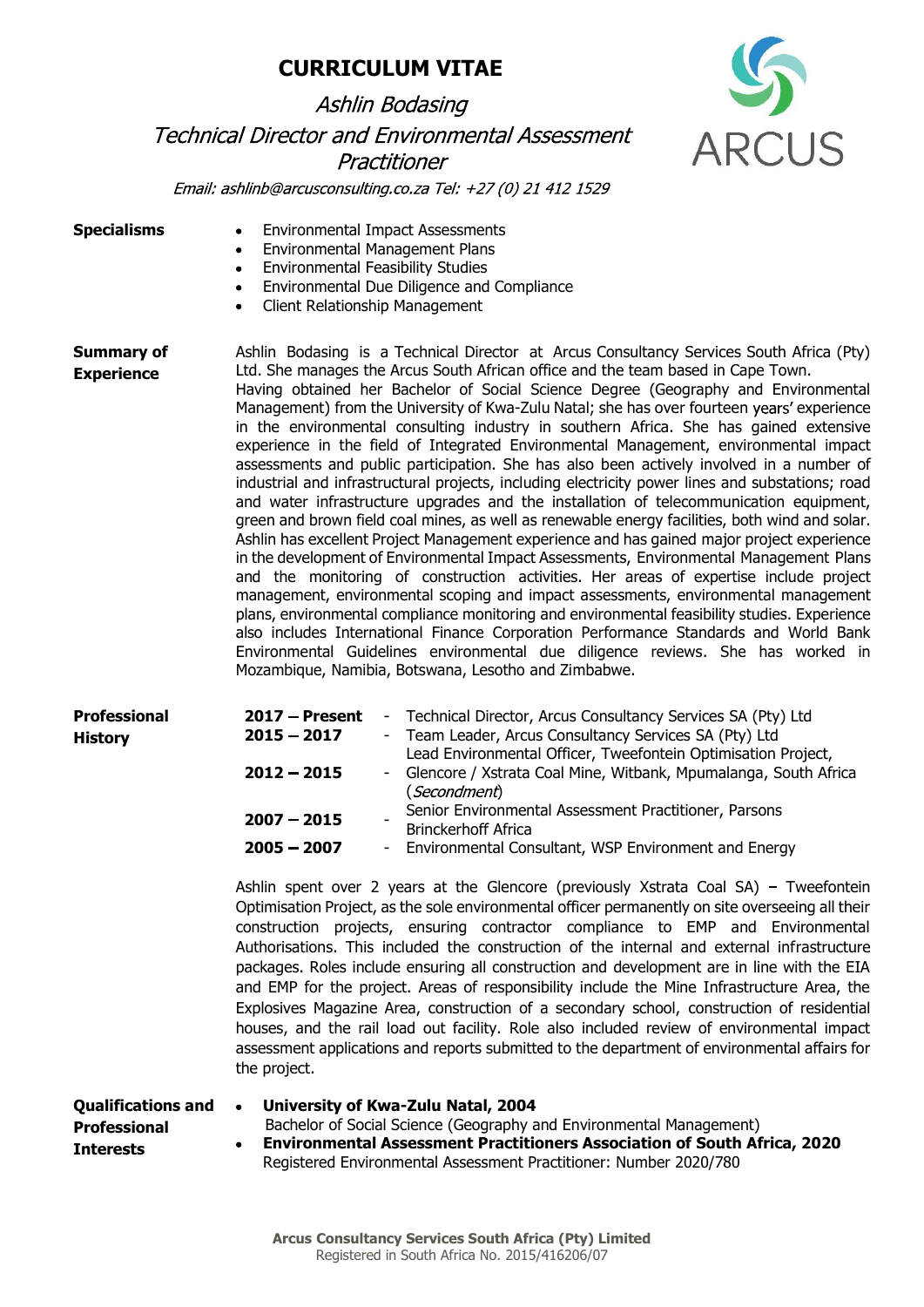# CURRICULUM VITAE

*Ashlin Bodasing*

*Technical Director and Environmental Assessment Practitioner*

*Email: ashlinb@arcusconsulting.co.za Tel: +27 (0) 21 412 1529*

**Specialisms**

- Environmental Impact Assessments
- Environmental Management Plans
- Environmental Feasibility Studies
- Environmental Due Diligence and Compliance
- Client Relationship Management

**Summary of Experience**

Ashlin Bodasing is a Technical Director at Arcus Consultancy Services South Africa (Pty) Ltd. She manages the Arcus South African office and the team based in Cape Town. Having obtained her Bachelor of Social Science Degree (Geography and Environmental Management) from the University of Kwa-Zulu Natal; she has over fourteen years' experience in the environmental consulting industry in southern Africa. She has gained extensive experience in the field of Integrated Environmental Management, environmental impact assessments and public participation. She has also been actively involved in a number of industrial and infrastructural projects, including electricity power lines and substations; road and water infrastructure upgrades and the installation of telecommunication equipment, green and brown field coal mines, as well as renewable energy facilities, both wind and solar. Ashlin has excellent Project Management experience and has gained major project experience in the development of Environmental Impact Assessments, Environmental Management Plans and the monitoring of construction activities. Her areas of expertise include project management, environmental scoping and impact assessments, environmental management plans, environmental compliance monitoring and environmental feasibility studies. Experience also includes International Finance Corporation Performance Standards and World Bank Environmental Guidelines environmental due diligence reviews. She has worked in Mozambique, Namibia, Botswana, Lesotho and Zimbabwe.

**Professional History**

| | | |
|---|---|---|
| **2017 – Present** | - | Technical Director, Arcus Consultancy Services SA (Pty) Ltd |
| **2015 – 2017** | - | Team Leader, Arcus Consultancy Services SA (Pty) Ltd |
| **2012 – 2015** | - | Lead Environmental Officer, Tweefontein Optimisation Project, Glencore / Xstrata Coal Mine, Witbank, Mpumalanga, South Africa (*Secondment*) |
| **2007 – 2015** | - | Senior Environmental Assessment Practitioner, Parsons Brinckerhoff Africa |
| **2005 – 2007** | - | Environmental Consultant, WSP Environment and Energy |

Ashlin spent over 2 years at the Glencore (previously Xstrata Coal SA) – Tweefontein Optimisation Project, as the sole environmental officer permanently on site overseeing all their construction projects, ensuring contractor compliance to EMP and Environmental Authorisations. This included the construction of the internal and external infrastructure packages. Roles include ensuring all construction and development are in line with the EIA and EMP for the project. Areas of responsibility include the Mine Infrastructure Area, the Explosives Magazine Area, construction of a secondary school, construction of residential houses, and the rail load out facility. Role also included review of environmental impact assessment applications and reports submitted to the department of environmental affairs for the project.

**Qualifications and Professional Interests**

- **University of Kwa-Zulu Natal, 2004**
  Bachelor of Social Science (Geography and Environmental Management)
- **Environmental Assessment Practitioners Association of South Africa, 2020**
  Registered Environmental Assessment Practitioner: Number 2020/780

**Arcus Consultancy Services South Africa (Pty) Limited**
Registered in South Africa No. 2015/416206/07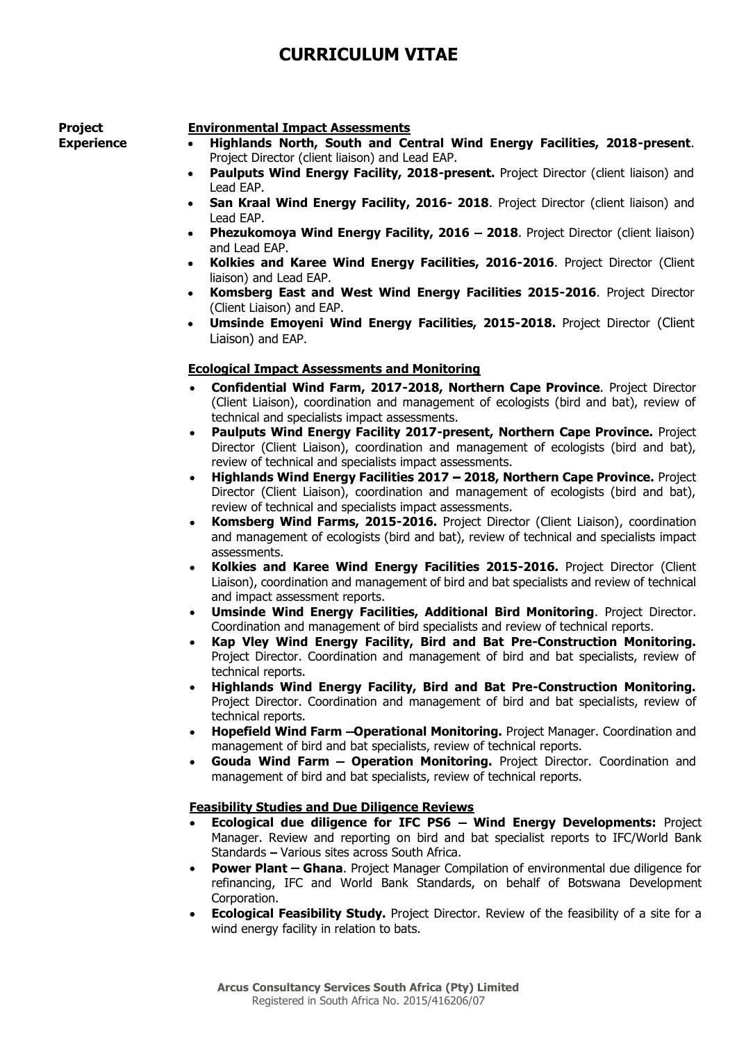# CURRICULUM VITAE

**Project Experience**

### Environmental Impact Assessments

- **Highlands North, South and Central Wind Energy Facilities, 2018-present**. Project Director (client liaison) and Lead EAP.
- **Paulputs Wind Energy Facility, 2018-present.** Project Director (client liaison) and Lead EAP.
- **San Kraal Wind Energy Facility, 2016- 2018**. Project Director (client liaison) and Lead EAP.
- **Phezukomoya Wind Energy Facility, 2016 – 2018**. Project Director (client liaison) and Lead EAP.
- **Kolkies and Karee Wind Energy Facilities, 2016-2016**. Project Director (Client liaison) and Lead EAP.
- **Komsberg East and West Wind Energy Facilities 2015-2016**. Project Director (Client Liaison) and EAP.
- **Umsinde Emoyeni Wind Energy Facilities, 2015-2018.** Project Director (Client Liaison) and EAP.

### Ecological Impact Assessments and Monitoring

- **Confidential Wind Farm, 2017-2018, Northern Cape Province**. Project Director (Client Liaison), coordination and management of ecologists (bird and bat), review of technical and specialists impact assessments.
- **Paulputs Wind Energy Facility 2017-present, Northern Cape Province.** Project Director (Client Liaison), coordination and management of ecologists (bird and bat), review of technical and specialists impact assessments.
- **Highlands Wind Energy Facilities 2017 – 2018, Northern Cape Province.** Project Director (Client Liaison), coordination and management of ecologists (bird and bat), review of technical and specialists impact assessments.
- **Komsberg Wind Farms, 2015-2016.** Project Director (Client Liaison), coordination and management of ecologists (bird and bat), review of technical and specialists impact assessments.
- **Kolkies and Karee Wind Energy Facilities 2015-2016.** Project Director (Client Liaison), coordination and management of bird and bat specialists and review of technical and impact assessment reports.
- **Umsinde Wind Energy Facilities, Additional Bird Monitoring**. Project Director. Coordination and management of bird specialists and review of technical reports.
- **Kap Vley Wind Energy Facility, Bird and Bat Pre-Construction Monitoring.** Project Director. Coordination and management of bird and bat specialists, review of technical reports.
- **Highlands Wind Energy Facility, Bird and Bat Pre-Construction Monitoring.** Project Director. Coordination and management of bird and bat specialists, review of technical reports.
- **Hopefield Wind Farm –Operational Monitoring.** Project Manager. Coordination and management of bird and bat specialists, review of technical reports.
- **Gouda Wind Farm – Operation Monitoring.** Project Director. Coordination and management of bird and bat specialists, review of technical reports.

### Feasibility Studies and Due Diligence Reviews

- **Ecological due diligence for IFC PS6 – Wind Energy Developments:** Project Manager. Review and reporting on bird and bat specialist reports to IFC/World Bank Standards **–** Various sites across South Africa.
- **Power Plant – Ghana**. Project Manager Compilation of environmental due diligence for refinancing, IFC and World Bank Standards, on behalf of Botswana Development Corporation.
- **Ecological Feasibility Study.** Project Director. Review of the feasibility of a site for a wind energy facility in relation to bats.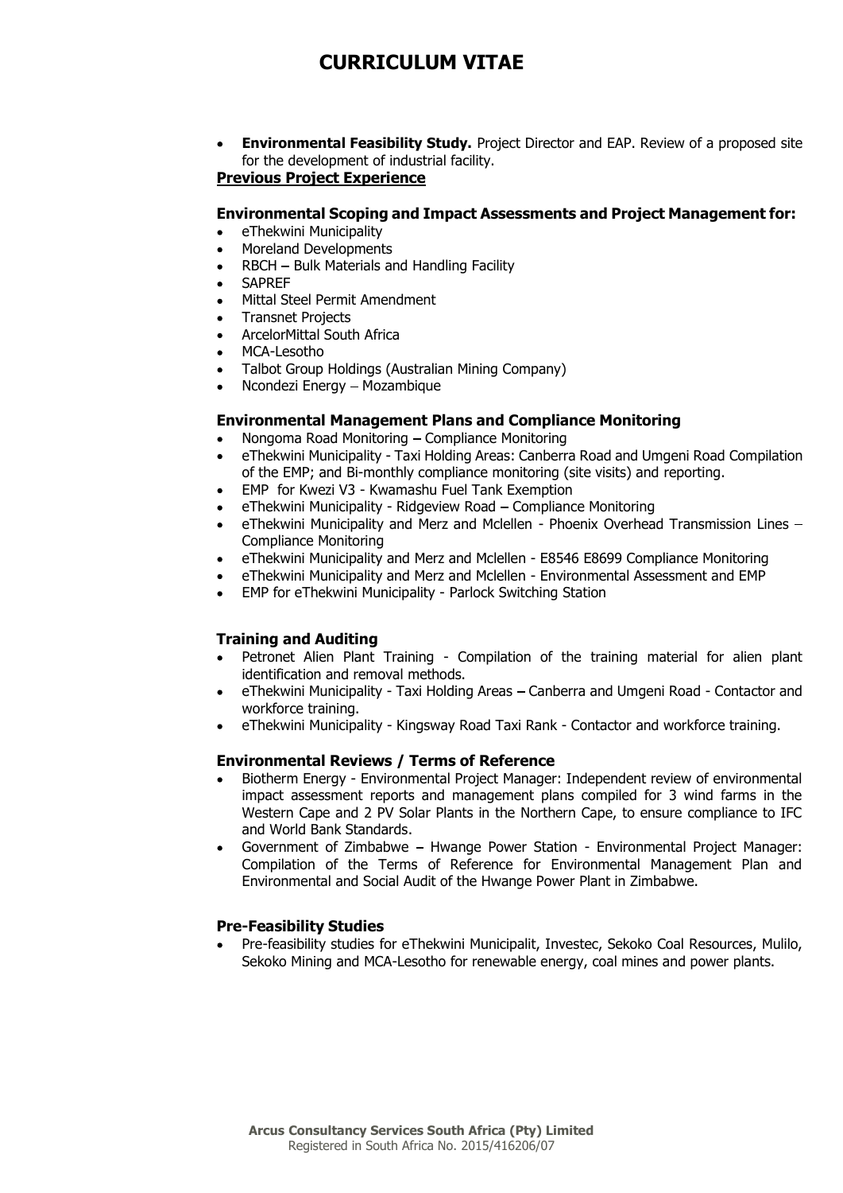# CURRICULUM VITAE

- **Environmental Feasibility Study.** Project Director and EAP. Review of a proposed site for the development of industrial facility.

**Previous Project Experience**

### Environmental Scoping and Impact Assessments and Project Management for:

- eThekwini Municipality
- Moreland Developments
- RBCH – Bulk Materials and Handling Facility
- SAPREF
- Mittal Steel Permit Amendment
- Transnet Projects
- ArcelorMittal South Africa
- MCA-Lesotho
- Talbot Group Holdings (Australian Mining Company)
- Ncondezi Energy – Mozambique

### Environmental Management Plans and Compliance Monitoring

- Nongoma Road Monitoring – Compliance Monitoring
- eThekwini Municipality - Taxi Holding Areas: Canberra Road and Umgeni Road Compilation of the EMP; and Bi-monthly compliance monitoring (site visits) and reporting.
- EMP for Kwezi V3 - Kwamashu Fuel Tank Exemption
- eThekwini Municipality - Ridgeview Road – Compliance Monitoring
- eThekwini Municipality and Merz and Mclellen - Phoenix Overhead Transmission Lines – Compliance Monitoring
- eThekwini Municipality and Merz and Mclellen - E8546 E8699 Compliance Monitoring
- eThekwini Municipality and Merz and Mclellen - Environmental Assessment and EMP
- EMP for eThekwini Municipality - Parlock Switching Station

### Training and Auditing

- Petronet Alien Plant Training - Compilation of the training material for alien plant identification and removal methods.
- eThekwini Municipality - Taxi Holding Areas – Canberra and Umgeni Road - Contactor and workforce training.
- eThekwini Municipality - Kingsway Road Taxi Rank - Contactor and workforce training.

### Environmental Reviews / Terms of Reference

- Biotherm Energy - Environmental Project Manager: Independent review of environmental impact assessment reports and management plans compiled for 3 wind farms in the Western Cape and 2 PV Solar Plants in the Northern Cape, to ensure compliance to IFC and World Bank Standards.
- Government of Zimbabwe – Hwange Power Station - Environmental Project Manager: Compilation of the Terms of Reference for Environmental Management Plan and Environmental and Social Audit of the Hwange Power Plant in Zimbabwe.

### Pre-Feasibility Studies

- Pre-feasibility studies for eThekwini Municipalit, Investec, Sekoko Coal Resources, Mulilo, Sekoko Mining and MCA-Lesotho for renewable energy, coal mines and power plants.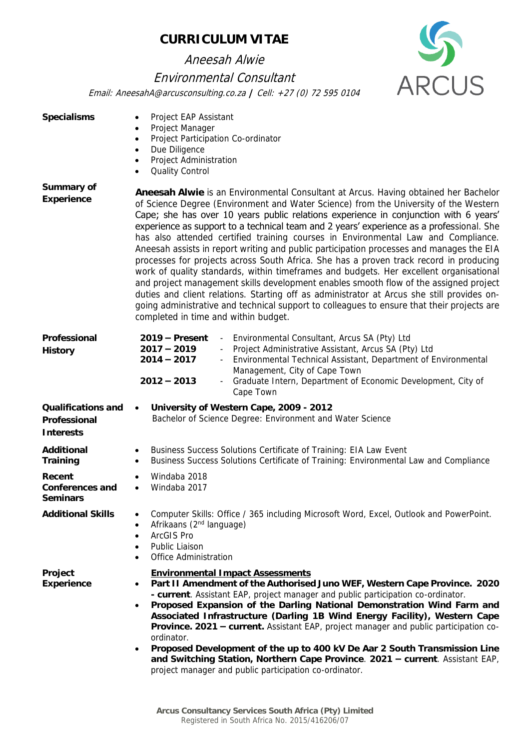# CURRICULUM VITAE

*Aneesah Alwie*

*Environmental Consultant*

*Email: AneesahA@arcusconsulting.co.za* **|** *Cell: +27 (0) 72 595 0104*

**Specialisms**

- Project EAP Assistant
- Project Manager
- Project Participation Co-ordinator
- Due Diligence
- Project Administration
- Quality Control

**Summary of Experience**

**Aneesah Alwie** is an Environmental Consultant at Arcus. Having obtained her Bachelor of Science Degree (Environment and Water Science) from the University of the Western Cape; she has over 10 years public relations experience in conjunction with 6 years' experience as support to a technical team and 2 years' experience as a professional. She has also attended certified training courses in Environmental Law and Compliance. Aneesah assists in report writing and public participation processes and manages the EIA processes for projects across South Africa. She has a proven track record in producing work of quality standards, within timeframes and budgets. Her excellent organisational and project management skills development enables smooth flow of the assigned project duties and client relations. Starting off as administrator at Arcus she still provides on-going administrative and technical support to colleagues to ensure that their projects are completed in time and within budget.

**Professional History**

- **2019 – Present** - Environmental Consultant, Arcus SA (Pty) Ltd
- **2017 – 2019** - Project Administrative Assistant, Arcus SA (Pty) Ltd
- **2014 – 2017** - Environmental Technical Assistant, Department of Environmental Management, City of Cape Town
- **2012 – 2013** - Graduate Intern, Department of Economic Development, City of Cape Town

**Qualifications and Professional Interests**

- **University of Western Cape, 2009 - 2012**
  Bachelor of Science Degree: Environment and Water Science

**Additional Training**

- Business Success Solutions Certificate of Training: EIA Law Event
- Business Success Solutions Certificate of Training: Environmental Law and Compliance

**Recent Conferences and Seminars**

- Windaba 2018
- Windaba 2017

**Additional Skills**

- Computer Skills: Office / 365 including Microsoft Word, Excel, Outlook and PowerPoint.
- Afrikaans (2nd language)
- ArcGIS Pro
- Public Liaison
- Office Administration

**Project Experience**

**Environmental Impact Assessments**

- **Part II Amendment of the Authorised Juno WEF, Western Cape Province. 2020 - current**. Assistant EAP, project manager and public participation co-ordinator.
- **Proposed Expansion of the Darling National Demonstration Wind Farm and Associated Infrastructure (Darling 1B Wind Energy Facility), Western Cape Province. 2021 – current.** Assistant EAP, project manager and public participation co-ordinator.
- **Proposed Development of the up to 400 kV De Aar 2 South Transmission Line and Switching Station, Northern Cape Province**. **2021 – current**. Assistant EAP, project manager and public participation co-ordinator.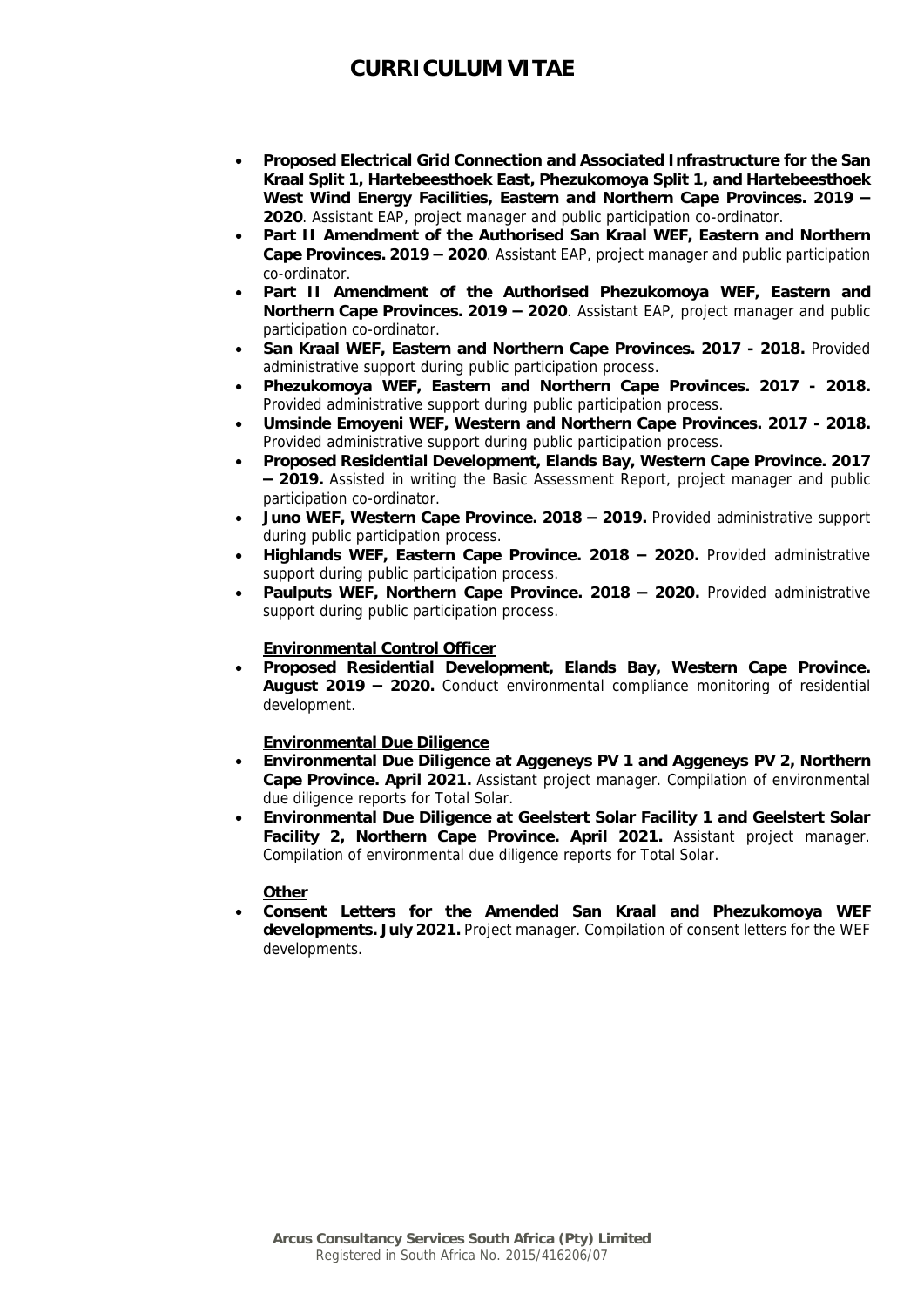- **Proposed Electrical Grid Connection and Associated Infrastructure for the San Kraal Split 1, Hartebeesthoek East, Phezukomoya Split 1, and Hartebeesthoek West Wind Energy Facilities, Eastern and Northern Cape Provinces. 2019 – 2020**. Assistant EAP, project manager and public participation co-ordinator.
- **Part II Amendment of the Authorised San Kraal WEF, Eastern and Northern Cape Provinces. 2019 – 2020**. Assistant EAP, project manager and public participation co-ordinator.
- **Part II Amendment of the Authorised Phezukomoya WEF, Eastern and Northern Cape Provinces. 2019 – 2020**. Assistant EAP, project manager and public participation co-ordinator.
- **San Kraal WEF, Eastern and Northern Cape Provinces. 2017 - 2018.** Provided administrative support during public participation process.
- **Phezukomoya WEF, Eastern and Northern Cape Provinces. 2017 - 2018.** Provided administrative support during public participation process.
- **Umsinde Emoyeni WEF, Western and Northern Cape Provinces. 2017 - 2018.** Provided administrative support during public participation process.
- **Proposed Residential Development, Elands Bay, Western Cape Province. 2017 – 2019.** Assisted in writing the Basic Assessment Report, project manager and public participation co-ordinator.
- **Juno WEF, Western Cape Province. 2018 – 2019.** Provided administrative support during public participation process.
- **Highlands WEF, Eastern Cape Province. 2018 – 2020.** Provided administrative support during public participation process.
- **Paulputs WEF, Northern Cape Province. 2018 – 2020.** Provided administrative support during public participation process.

**Environmental Control Officer**

- **Proposed Residential Development, Elands Bay, Western Cape Province. August 2019 – 2020.** Conduct environmental compliance monitoring of residential development.

**Environmental Due Diligence**

- **Environmental Due Diligence at Aggeneys PV 1 and Aggeneys PV 2, Northern Cape Province. April 2021.** Assistant project manager. Compilation of environmental due diligence reports for Total Solar.
- **Environmental Due Diligence at Geelstert Solar Facility 1 and Geelstert Solar Facility 2, Northern Cape Province. April 2021.** Assistant project manager. Compilation of environmental due diligence reports for Total Solar.

**Other**

- **Consent Letters for the Amended San Kraal and Phezukomoya WEF developments. July 2021.** Project manager. Compilation of consent letters for the WEF developments.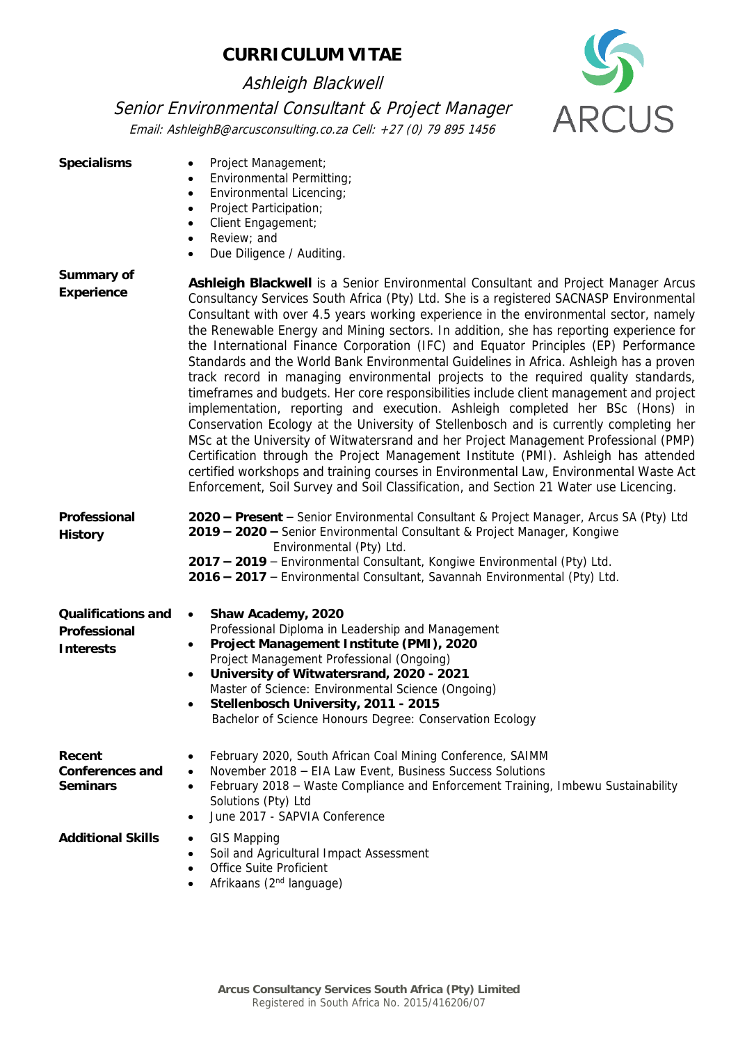# CURRICULUM VITAE

*Ashleigh Blackwell*

*Senior Environmental Consultant & Project Manager*

*Email: AshleighB@arcusconsulting.co.za Cell: +27 (0) 79 895 1456*

**Specialisms**

- Project Management;
- Environmental Permitting;
- Environmental Licencing;
- Project Participation;
- Client Engagement;
- Review; and
- Due Diligence / Auditing.

**Summary of Experience**

**Ashleigh Blackwell** is a Senior Environmental Consultant and Project Manager Arcus Consultancy Services South Africa (Pty) Ltd. She is a registered SACNASP Environmental Consultant with over 4.5 years working experience in the environmental sector, namely the Renewable Energy and Mining sectors. In addition, she has reporting experience for the International Finance Corporation (IFC) and Equator Principles (EP) Performance Standards and the World Bank Environmental Guidelines in Africa. Ashleigh has a proven track record in managing environmental projects to the required quality standards, timeframes and budgets. Her core responsibilities include client management and project implementation, reporting and execution. Ashleigh completed her BSc (Hons) in Conservation Ecology at the University of Stellenbosch and is currently completing her MSc at the University of Witwatersrand and her Project Management Professional (PMP) Certification through the Project Management Institute (PMI). Ashleigh has attended certified workshops and training courses in Environmental Law, Environmental Waste Act Enforcement, Soil Survey and Soil Classification, and Section 21 Water use Licencing.

**Professional History**

**2020 – Present** – Senior Environmental Consultant & Project Manager, Arcus SA (Pty) Ltd
**2019 – 2020 –** Senior Environmental Consultant & Project Manager, Kongiwe Environmental (Pty) Ltd.
**2017 – 2019** – Environmental Consultant, Kongiwe Environmental (Pty) Ltd.
**2016 – 2017** – Environmental Consultant, Savannah Environmental (Pty) Ltd.

**Qualifications and Professional Interests**

- **Shaw Academy, 2020**
  Professional Diploma in Leadership and Management
- **Project Management Institute (PMI), 2020**
  Project Management Professional (Ongoing)
- **University of Witwatersrand, 2020 - 2021**
  Master of Science: Environmental Science (Ongoing)
- **Stellenbosch University, 2011 - 2015**
  Bachelor of Science Honours Degree: Conservation Ecology

**Recent Conferences and Seminars**

- February 2020, South African Coal Mining Conference, SAIMM
- November 2018 – EIA Law Event, Business Success Solutions
- February 2018 – Waste Compliance and Enforcement Training, Imbewu Sustainability Solutions (Pty) Ltd
- June 2017 - SAPVIA Conference

**Additional Skills**

- GIS Mapping
- Soil and Agricultural Impact Assessment
- Office Suite Proficient
- Afrikaans (2nd language)

**Arcus Consultancy Services South Africa (Pty) Limited**
Registered in South Africa No. 2015/416206/07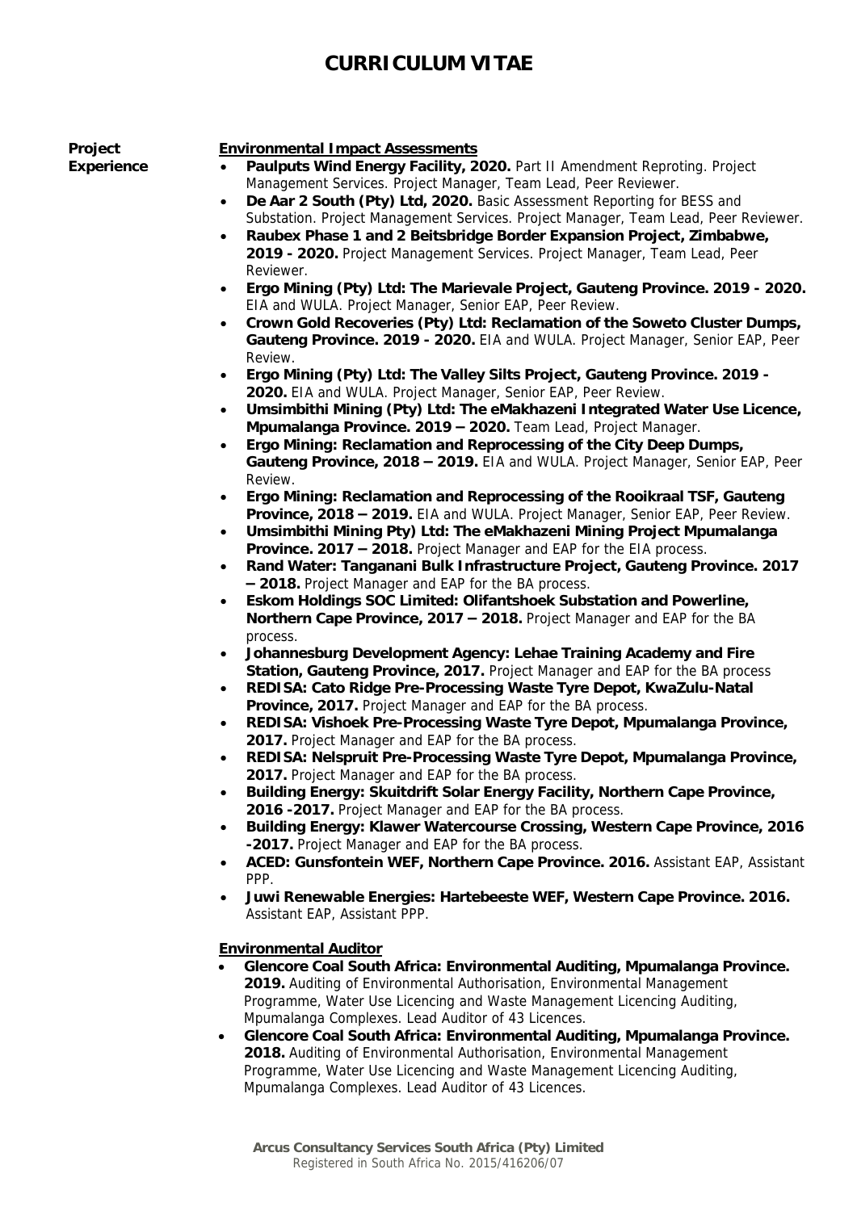# CURRICULUM VITAE

**Project Experience**

**Environmental Impact Assessments**

- **Paulputs Wind Energy Facility, 2020.** Part II Amendment Reproting. Project Management Services. Project Manager, Team Lead, Peer Reviewer.
- **De Aar 2 South (Pty) Ltd, 2020.** Basic Assessment Reporting for BESS and Substation. Project Management Services. Project Manager, Team Lead, Peer Reviewer.
- **Raubex Phase 1 and 2 Beitsbridge Border Expansion Project, Zimbabwe, 2019 - 2020.** Project Management Services. Project Manager, Team Lead, Peer Reviewer.
- **Ergo Mining (Pty) Ltd: The Marievale Project, Gauteng Province. 2019 - 2020.** EIA and WULA. Project Manager, Senior EAP, Peer Review.
- **Crown Gold Recoveries (Pty) Ltd: Reclamation of the Soweto Cluster Dumps, Gauteng Province. 2019 - 2020.** EIA and WULA. Project Manager, Senior EAP, Peer Review.
- **Ergo Mining (Pty) Ltd: The Valley Silts Project, Gauteng Province. 2019 - 2020.** EIA and WULA. Project Manager, Senior EAP, Peer Review.
- **Umsimbithi Mining (Pty) Ltd: The eMakhazeni Integrated Water Use Licence, Mpumalanga Province. 2019 – 2020.** Team Lead, Project Manager.
- **Ergo Mining: Reclamation and Reprocessing of the City Deep Dumps, Gauteng Province, 2018 – 2019.** EIA and WULA. Project Manager, Senior EAP, Peer Review.
- **Ergo Mining: Reclamation and Reprocessing of the Rooikraal TSF, Gauteng Province, 2018 – 2019.** EIA and WULA. Project Manager, Senior EAP, Peer Review.
- **Umsimbithi Mining Pty) Ltd: The eMakhazeni Mining Project Mpumalanga Province. 2017 – 2018.** Project Manager and EAP for the EIA process.
- **Rand Water: Tanganani Bulk Infrastructure Project, Gauteng Province. 2017 – 2018.** Project Manager and EAP for the BA process.
- **Eskom Holdings SOC Limited: Olifantshoek Substation and Powerline, Northern Cape Province, 2017 – 2018.** Project Manager and EAP for the BA process.
- **Johannesburg Development Agency: Lehae Training Academy and Fire Station, Gauteng Province, 2017.** Project Manager and EAP for the BA process
- **REDISA: Cato Ridge Pre-Processing Waste Tyre Depot, KwaZulu-Natal Province, 2017.** Project Manager and EAP for the BA process.
- **REDISA: Vishoek Pre-Processing Waste Tyre Depot, Mpumalanga Province, 2017.** Project Manager and EAP for the BA process.
- **REDISA: Nelspruit Pre-Processing Waste Tyre Depot, Mpumalanga Province, 2017.** Project Manager and EAP for the BA process.
- **Building Energy: Skuitdrift Solar Energy Facility, Northern Cape Province, 2016 -2017.** Project Manager and EAP for the BA process.
- **Building Energy: Klawer Watercourse Crossing, Western Cape Province, 2016 -2017.** Project Manager and EAP for the BA process.
- **ACED: Gunsfontein WEF, Northern Cape Province. 2016.** Assistant EAP, Assistant PPP.
- **Juwi Renewable Energies: Hartebeeste WEF, Western Cape Province. 2016.** Assistant EAP, Assistant PPP.

**Environmental Auditor**

- **Glencore Coal South Africa: Environmental Auditing, Mpumalanga Province. 2019.** Auditing of Environmental Authorisation, Environmental Management Programme, Water Use Licencing and Waste Management Licencing Auditing, Mpumalanga Complexes. Lead Auditor of 43 Licences.
- **Glencore Coal South Africa: Environmental Auditing, Mpumalanga Province. 2018.** Auditing of Environmental Authorisation, Environmental Management Programme, Water Use Licencing and Waste Management Licencing Auditing, Mpumalanga Complexes. Lead Auditor of 43 Licences.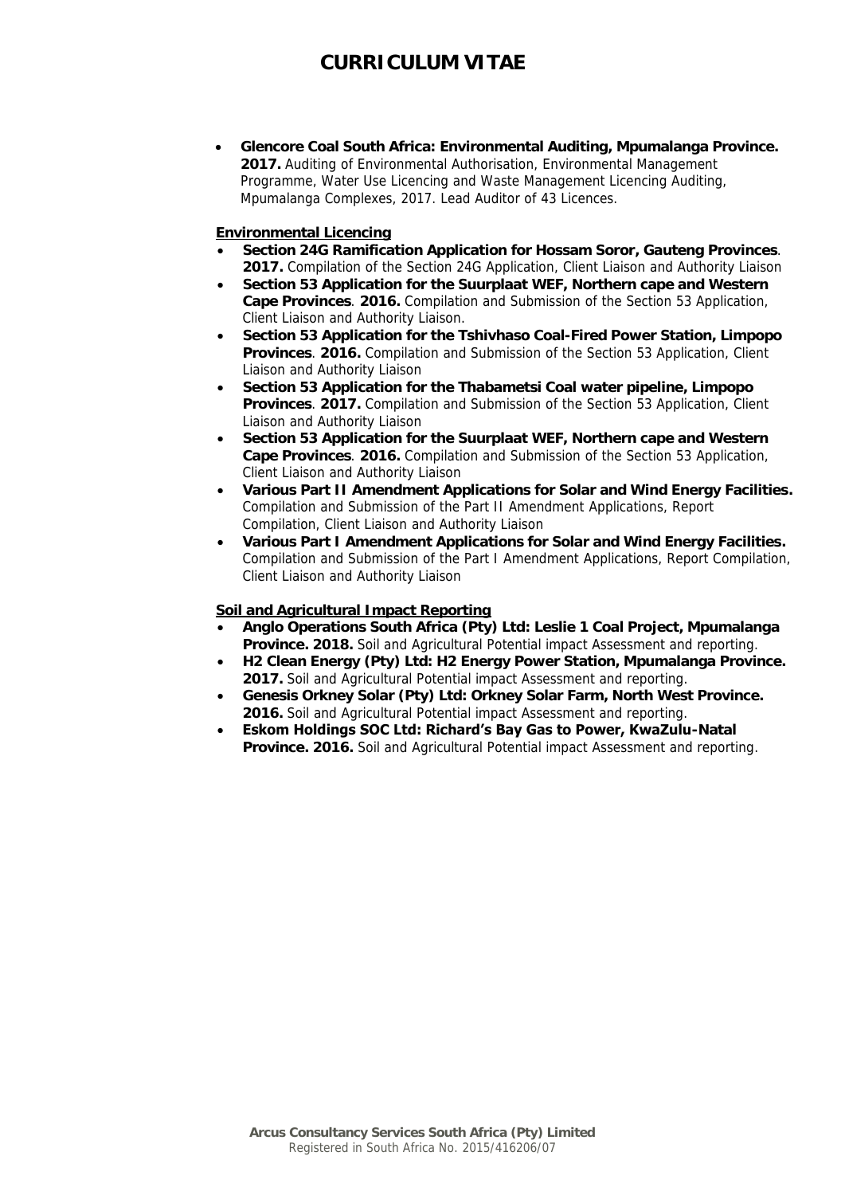- **Glencore Coal South Africa: Environmental Auditing, Mpumalanga Province. 2017.** Auditing of Environmental Authorisation, Environmental Management Programme, Water Use Licencing and Waste Management Licencing Auditing, Mpumalanga Complexes, 2017. Lead Auditor of 43 Licences.

**Environmental Licencing**

- **Section 24G Ramification Application for Hossam Soror, Gauteng Provinces**. **2017.** Compilation of the Section 24G Application, Client Liaison and Authority Liaison
- **Section 53 Application for the Suurplaat WEF, Northern cape and Western Cape Provinces**. **2016.** Compilation and Submission of the Section 53 Application, Client Liaison and Authority Liaison.
- **Section 53 Application for the Tshivhaso Coal-Fired Power Station, Limpopo Provinces**. **2016.** Compilation and Submission of the Section 53 Application, Client Liaison and Authority Liaison
- **Section 53 Application for the Thabametsi Coal water pipeline, Limpopo Provinces**. **2017.** Compilation and Submission of the Section 53 Application, Client Liaison and Authority Liaison
- **Section 53 Application for the Suurplaat WEF, Northern cape and Western Cape Provinces**. **2016.** Compilation and Submission of the Section 53 Application, Client Liaison and Authority Liaison
- **Various Part II Amendment Applications for Solar and Wind Energy Facilities.** Compilation and Submission of the Part II Amendment Applications, Report Compilation, Client Liaison and Authority Liaison
- **Various Part I Amendment Applications for Solar and Wind Energy Facilities.** Compilation and Submission of the Part I Amendment Applications, Report Compilation, Client Liaison and Authority Liaison

**Soil and Agricultural Impact Reporting**

- **Anglo Operations South Africa (Pty) Ltd: Leslie 1 Coal Project, Mpumalanga Province. 2018.** Soil and Agricultural Potential impact Assessment and reporting.
- **H2 Clean Energy (Pty) Ltd: H2 Energy Power Station, Mpumalanga Province. 2017.** Soil and Agricultural Potential impact Assessment and reporting.
- **Genesis Orkney Solar (Pty) Ltd: Orkney Solar Farm, North West Province. 2016.** Soil and Agricultural Potential impact Assessment and reporting.
- **Eskom Holdings SOC Ltd: Richard's Bay Gas to Power, KwaZulu-Natal Province. 2016.** Soil and Agricultural Potential impact Assessment and reporting.